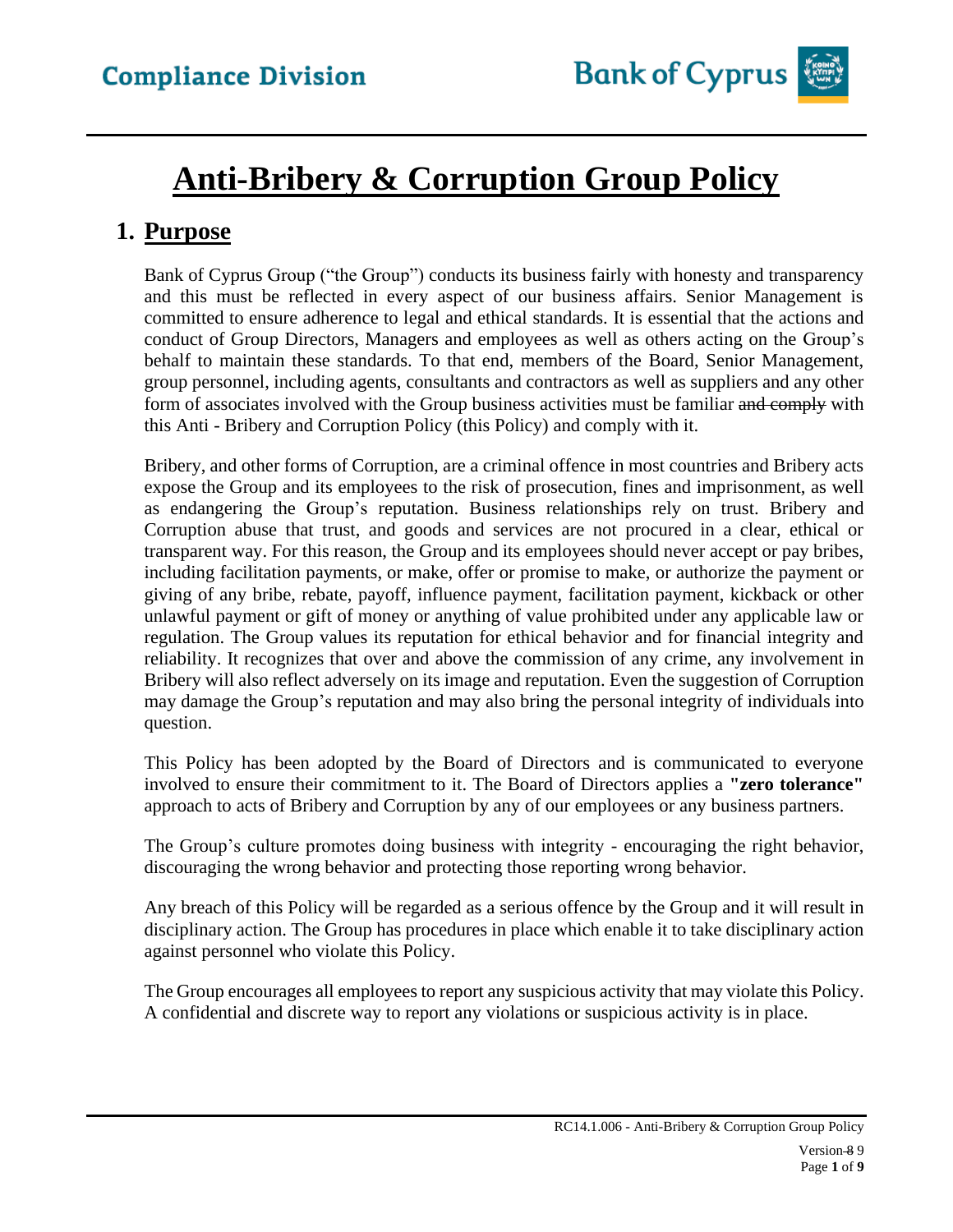# Anti-Bribery & Corruption Group Policy

## 1. Purpose

Bank of Cyprus Group ("the Group") conducts its business fairly with honesty and transparency and this must be reflected in every aspect of our business affairs. Senior Management is committed to ensure adherence to legal and ethical standards. It is essential that the actions and conduct of Group Directors, Managers and employees as well as others acting on the Group's behalf to maintain these standards. To that end, members of the Board, Senior Management, group personnel, including agents, consultants and contractors as well as suppliers and any other form of associates involved with the Group business activities must be familiar ~~and comply~~ with this Anti - Bribery and Corruption Policy (this Policy) and comply with it.

Bribery, and other forms of Corruption, are a criminal offence in most countries and Bribery acts expose the Group and its employees to the risk of prosecution, fines and imprisonment, as well as endangering the Group's reputation. Business relationships rely on trust. Bribery and Corruption abuse that trust, and goods and services are not procured in a clear, ethical or transparent way. For this reason, the Group and its employees should never accept or pay bribes, including facilitation payments, or make, offer or promise to make, or authorize the payment or giving of any bribe, rebate, payoff, influence payment, facilitation payment, kickback or other unlawful payment or gift of money or anything of value prohibited under any applicable law or regulation. The Group values its reputation for ethical behavior and for financial integrity and reliability. It recognizes that over and above the commission of any crime, any involvement in Bribery will also reflect adversely on its image and reputation. Even the suggestion of Corruption may damage the Group's reputation and may also bring the personal integrity of individuals into question.

This Policy has been adopted by the Board of Directors and is communicated to everyone involved to ensure their commitment to it. The Board of Directors applies a **"zero tolerance"** approach to acts of Bribery and Corruption by any of our employees or any business partners.

The Group's culture promotes doing business with integrity - encouraging the right behavior, discouraging the wrong behavior and protecting those reporting wrong behavior.

Any breach of this Policy will be regarded as a serious offence by the Group and it will result in disciplinary action. The Group has procedures in place which enable it to take disciplinary action against personnel who violate this Policy.

The Group encourages all employees to report any suspicious activity that may violate this Policy. A confidential and discrete way to report any violations or suspicious activity is in place.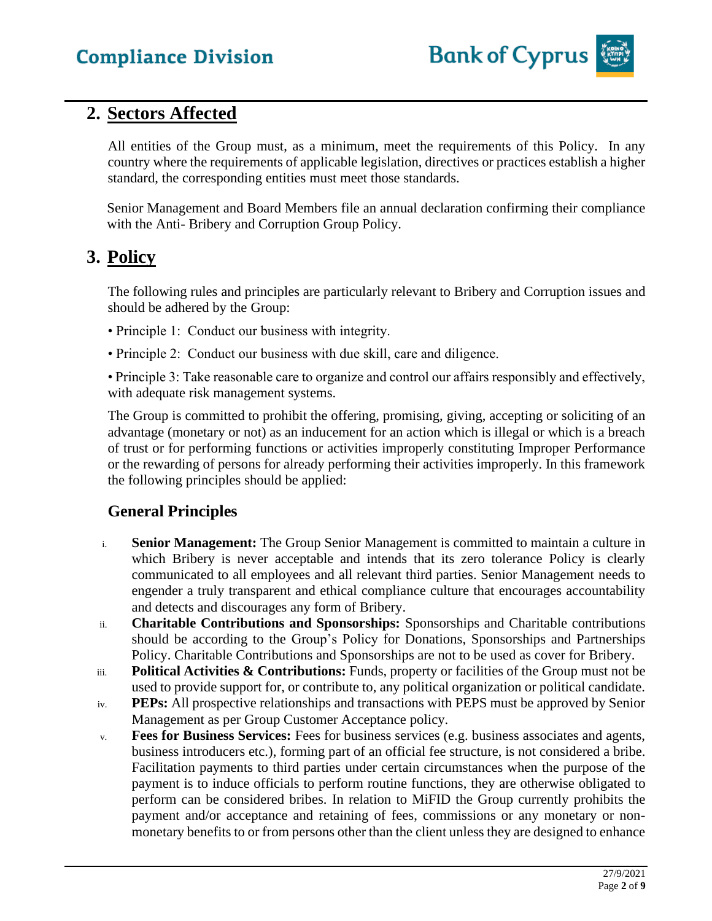## 2. Sectors Affected

All entities of the Group must, as a minimum, meet the requirements of this Policy. In any country where the requirements of applicable legislation, directives or practices establish a higher standard, the corresponding entities must meet those standards.

Senior Management and Board Members file an annual declaration confirming their compliance with the Anti- Bribery and Corruption Group Policy.

## 3. Policy

The following rules and principles are particularly relevant to Bribery and Corruption issues and should be adhered by the Group:

• Principle 1: Conduct our business with integrity.

• Principle 2: Conduct our business with due skill, care and diligence.

• Principle 3: Take reasonable care to organize and control our affairs responsibly and effectively, with adequate risk management systems.

The Group is committed to prohibit the offering, promising, giving, accepting or soliciting of an advantage (monetary or not) as an inducement for an action which is illegal or which is a breach of trust or for performing functions or activities improperly constituting Improper Performance or the rewarding of persons for already performing their activities improperly. In this framework the following principles should be applied:

### General Principles

i. **Senior Management:** The Group Senior Management is committed to maintain a culture in which Bribery is never acceptable and intends that its zero tolerance Policy is clearly communicated to all employees and all relevant third parties. Senior Management needs to engender a truly transparent and ethical compliance culture that encourages accountability and detects and discourages any form of Bribery.

ii. **Charitable Contributions and Sponsorships:** Sponsorships and Charitable contributions should be according to the Group's Policy for Donations, Sponsorships and Partnerships Policy. Charitable Contributions and Sponsorships are not to be used as cover for Bribery.

iii. **Political Activities & Contributions:** Funds, property or facilities of the Group must not be used to provide support for, or contribute to, any political organization or political candidate.

iv. **PEPs:** All prospective relationships and transactions with PEPS must be approved by Senior Management as per Group Customer Acceptance policy.

v. **Fees for Business Services:** Fees for business services (e.g. business associates and agents, business introducers etc.), forming part of an official fee structure, is not considered a bribe. Facilitation payments to third parties under certain circumstances when the purpose of the payment is to induce officials to perform routine functions, they are otherwise obligated to perform can be considered bribes. In relation to MiFID the Group currently prohibits the payment and/or acceptance and retaining of fees, commissions or any monetary or non-monetary benefits to or from persons other than the client unless they are designed to enhance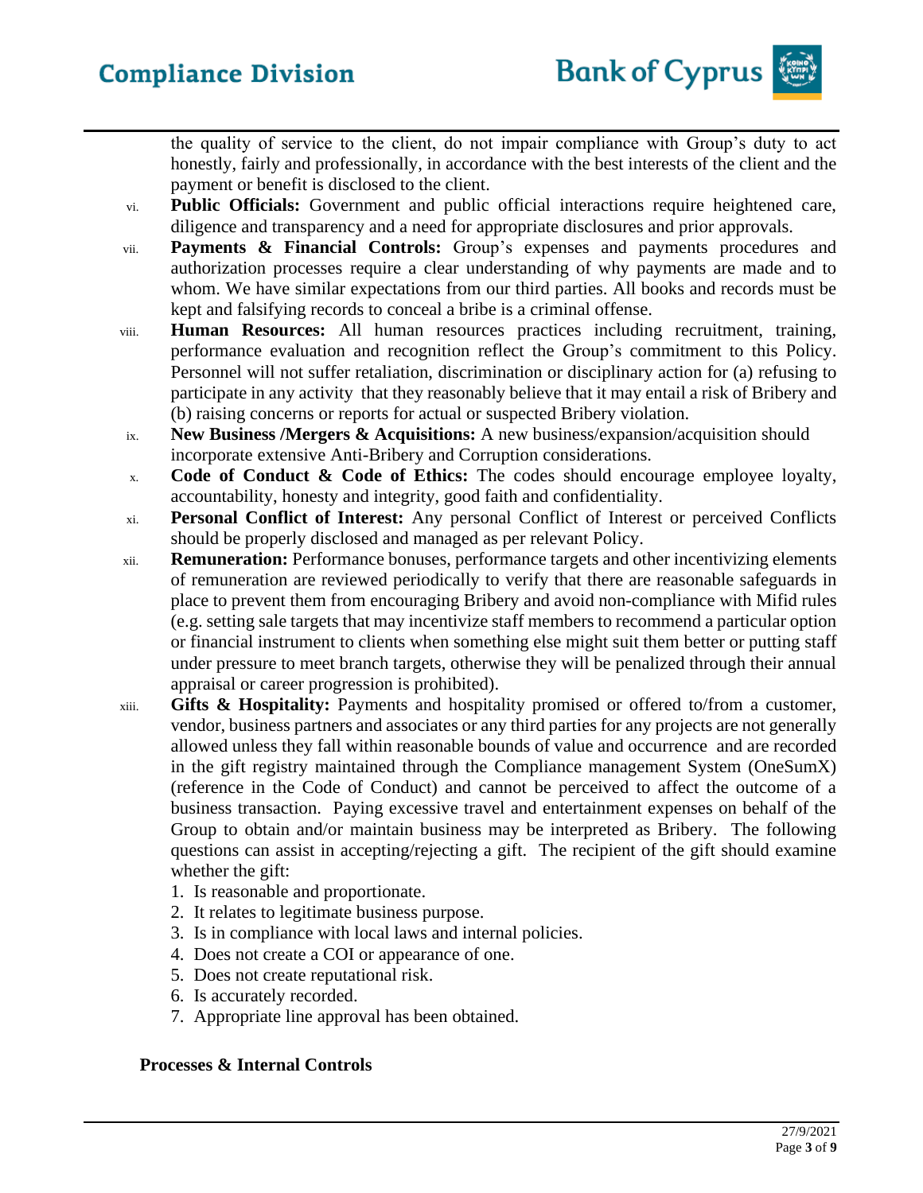the quality of service to the client, do not impair compliance with Group's duty to act honestly, fairly and professionally, in accordance with the best interests of the client and the payment or benefit is disclosed to the client.

vi. **Public Officials:** Government and public official interactions require heightened care, diligence and transparency and a need for appropriate disclosures and prior approvals.

vii. **Payments & Financial Controls:** Group's expenses and payments procedures and authorization processes require a clear understanding of why payments are made and to whom. We have similar expectations from our third parties. All books and records must be kept and falsifying records to conceal a bribe is a criminal offense.

viii. **Human Resources:** All human resources practices including recruitment, training, performance evaluation and recognition reflect the Group's commitment to this Policy. Personnel will not suffer retaliation, discrimination or disciplinary action for (a) refusing to participate in any activity that they reasonably believe that it may entail a risk of Bribery and (b) raising concerns or reports for actual or suspected Bribery violation.

ix. **New Business /Mergers & Acquisitions:** A new business/expansion/acquisition should incorporate extensive Anti-Bribery and Corruption considerations.

x. **Code of Conduct & Code of Ethics:** The codes should encourage employee loyalty, accountability, honesty and integrity, good faith and confidentiality.

xi. **Personal Conflict of Interest:** Any personal Conflict of Interest or perceived Conflicts should be properly disclosed and managed as per relevant Policy.

xii. **Remuneration:** Performance bonuses, performance targets and other incentivizing elements of remuneration are reviewed periodically to verify that there are reasonable safeguards in place to prevent them from encouraging Bribery and avoid non-compliance with Mifid rules (e.g. setting sale targets that may incentivize staff members to recommend a particular option or financial instrument to clients when something else might suit them better or putting staff under pressure to meet branch targets, otherwise they will be penalized through their annual appraisal or career progression is prohibited).

xiii. **Gifts & Hospitality:** Payments and hospitality promised or offered to/from a customer, vendor, business partners and associates or any third parties for any projects are not generally allowed unless they fall within reasonable bounds of value and occurrence and are recorded in the gift registry maintained through the Compliance management System (OneSumX) (reference in the Code of Conduct) and cannot be perceived to affect the outcome of a business transaction. Paying excessive travel and entertainment expenses on behalf of the Group to obtain and/or maintain business may be interpreted as Bribery. The following questions can assist in accepting/rejecting a gift. The recipient of the gift should examine whether the gift:

1. Is reasonable and proportionate.
2. It relates to legitimate business purpose.
3. Is in compliance with local laws and internal policies.
4. Does not create a COI or appearance of one.
5. Does not create reputational risk.
6. Is accurately recorded.
7. Appropriate line approval has been obtained.

**Processes & Internal Controls**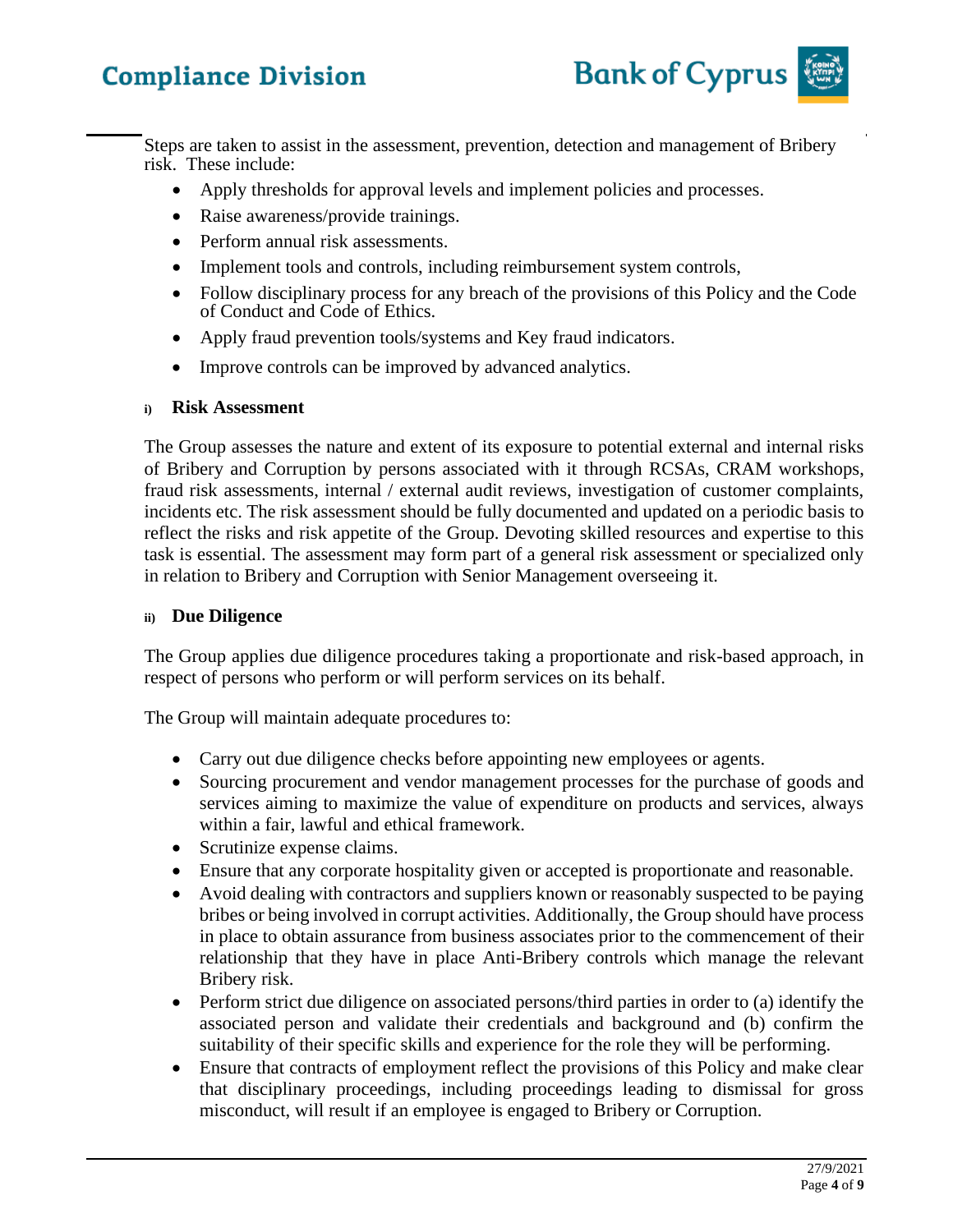Steps are taken to assist in the assessment, prevention, detection and management of Bribery risk. These include:

- Apply thresholds for approval levels and implement policies and processes.
- Raise awareness/provide trainings.
- Perform annual risk assessments.
- Implement tools and controls, including reimbursement system controls,
- Follow disciplinary process for any breach of the provisions of this Policy and the Code of Conduct and Code of Ethics.
- Apply fraud prevention tools/systems and Key fraud indicators.
- Improve controls can be improved by advanced analytics.

#### i) Risk Assessment

The Group assesses the nature and extent of its exposure to potential external and internal risks of Bribery and Corruption by persons associated with it through RCSAs, CRAM workshops, fraud risk assessments, internal / external audit reviews, investigation of customer complaints, incidents etc. The risk assessment should be fully documented and updated on a periodic basis to reflect the risks and risk appetite of the Group. Devoting skilled resources and expertise to this task is essential. The assessment may form part of a general risk assessment or specialized only in relation to Bribery and Corruption with Senior Management overseeing it.

#### ii) Due Diligence

The Group applies due diligence procedures taking a proportionate and risk-based approach, in respect of persons who perform or will perform services on its behalf.

The Group will maintain adequate procedures to:

- Carry out due diligence checks before appointing new employees or agents.
- Sourcing procurement and vendor management processes for the purchase of goods and services aiming to maximize the value of expenditure on products and services, always within a fair, lawful and ethical framework.
- Scrutinize expense claims.
- Ensure that any corporate hospitality given or accepted is proportionate and reasonable.
- Avoid dealing with contractors and suppliers known or reasonably suspected to be paying bribes or being involved in corrupt activities. Additionally, the Group should have process in place to obtain assurance from business associates prior to the commencement of their relationship that they have in place Anti-Bribery controls which manage the relevant Bribery risk.
- Perform strict due diligence on associated persons/third parties in order to (a) identify the associated person and validate their credentials and background and (b) confirm the suitability of their specific skills and experience for the role they will be performing.
- Ensure that contracts of employment reflect the provisions of this Policy and make clear that disciplinary proceedings, including proceedings leading to dismissal for gross misconduct, will result if an employee is engaged to Bribery or Corruption.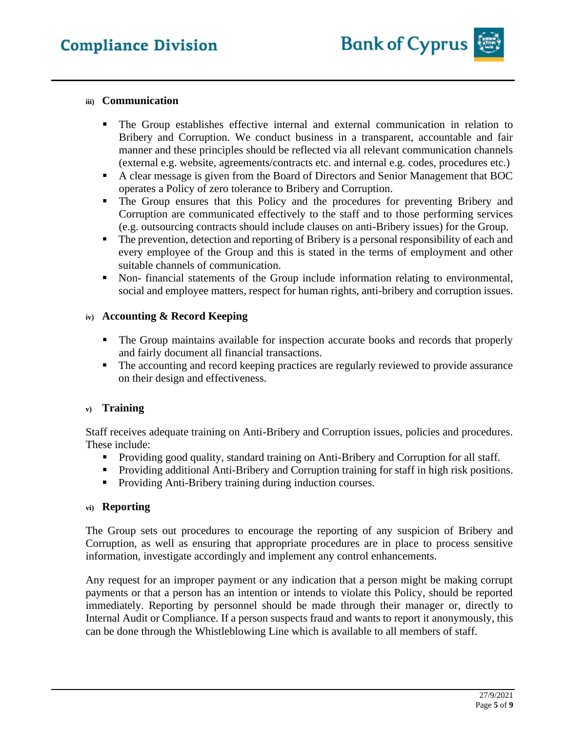### iii) Communication

- The Group establishes effective internal and external communication in relation to Bribery and Corruption. We conduct business in a transparent, accountable and fair manner and these principles should be reflected via all relevant communication channels (external e.g. website, agreements/contracts etc. and internal e.g. codes, procedures etc.)
- A clear message is given from the Board of Directors and Senior Management that BOC operates a Policy of zero tolerance to Bribery and Corruption.
- The Group ensures that this Policy and the procedures for preventing Bribery and Corruption are communicated effectively to the staff and to those performing services (e.g. outsourcing contracts should include clauses on anti-Bribery issues) for the Group.
- The prevention, detection and reporting of Bribery is a personal responsibility of each and every employee of the Group and this is stated in the terms of employment and other suitable channels of communication.
- Non- financial statements of the Group include information relating to environmental, social and employee matters, respect for human rights, anti-bribery and corruption issues.

### iv) Accounting & Record Keeping

- The Group maintains available for inspection accurate books and records that properly and fairly document all financial transactions.
- The accounting and record keeping practices are regularly reviewed to provide assurance on their design and effectiveness.

### v) Training

Staff receives adequate training on Anti-Bribery and Corruption issues, policies and procedures. These include:

- Providing good quality, standard training on Anti-Bribery and Corruption for all staff.
- Providing additional Anti-Bribery and Corruption training for staff in high risk positions.
- Providing Anti-Bribery training during induction courses.

### vi) Reporting

The Group sets out procedures to encourage the reporting of any suspicion of Bribery and Corruption, as well as ensuring that appropriate procedures are in place to process sensitive information, investigate accordingly and implement any control enhancements.

Any request for an improper payment or any indication that a person might be making corrupt payments or that a person has an intention or intends to violate this Policy, should be reported immediately. Reporting by personnel should be made through their manager or, directly to Internal Audit or Compliance. If a person suspects fraud and wants to report it anonymously, this can be done through the Whistleblowing Line which is available to all members of staff.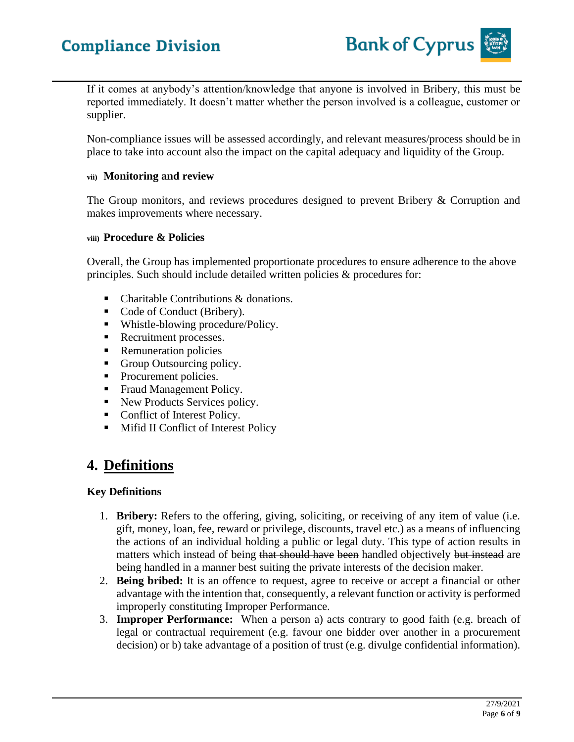If it comes at anybody's attention/knowledge that anyone is involved in Bribery, this must be reported immediately. It doesn't matter whether the person involved is a colleague, customer or supplier.

Non-compliance issues will be assessed accordingly, and relevant measures/process should be in place to take into account also the impact on the capital adequacy and liquidity of the Group.

#### vii) Monitoring and review

The Group monitors, and reviews procedures designed to prevent Bribery & Corruption and makes improvements where necessary.

#### viii) Procedure & Policies

Overall, the Group has implemented proportionate procedures to ensure adherence to the above principles. Such should include detailed written policies & procedures for:

- Charitable Contributions & donations.
- Code of Conduct (Bribery).
- Whistle-blowing procedure/Policy.
- Recruitment processes.
- Remuneration policies
- Group Outsourcing policy.
- Procurement policies.
- Fraud Management Policy.
- New Products Services policy.
- Conflict of Interest Policy.
- Mifid II Conflict of Interest Policy

## 4. Definitions

**Key Definitions**

1. **Bribery:** Refers to the offering, giving, soliciting, or receiving of any item of value (i.e. gift, money, loan, fee, reward or privilege, discounts, travel etc.) as a means of influencing the actions of an individual holding a public or legal duty. This type of action results in matters which instead of being ~~that should have~~ ~~been~~ handled objectively ~~but instead~~ are being handled in a manner best suiting the private interests of the decision maker.
2. **Being bribed:** It is an offence to request, agree to receive or accept a financial or other advantage with the intention that, consequently, a relevant function or activity is performed improperly constituting Improper Performance.
3. **Improper Performance:** When a person a) acts contrary to good faith (e.g. breach of legal or contractual requirement (e.g. favour one bidder over another in a procurement decision) or b) take advantage of a position of trust (e.g. divulge confidential information).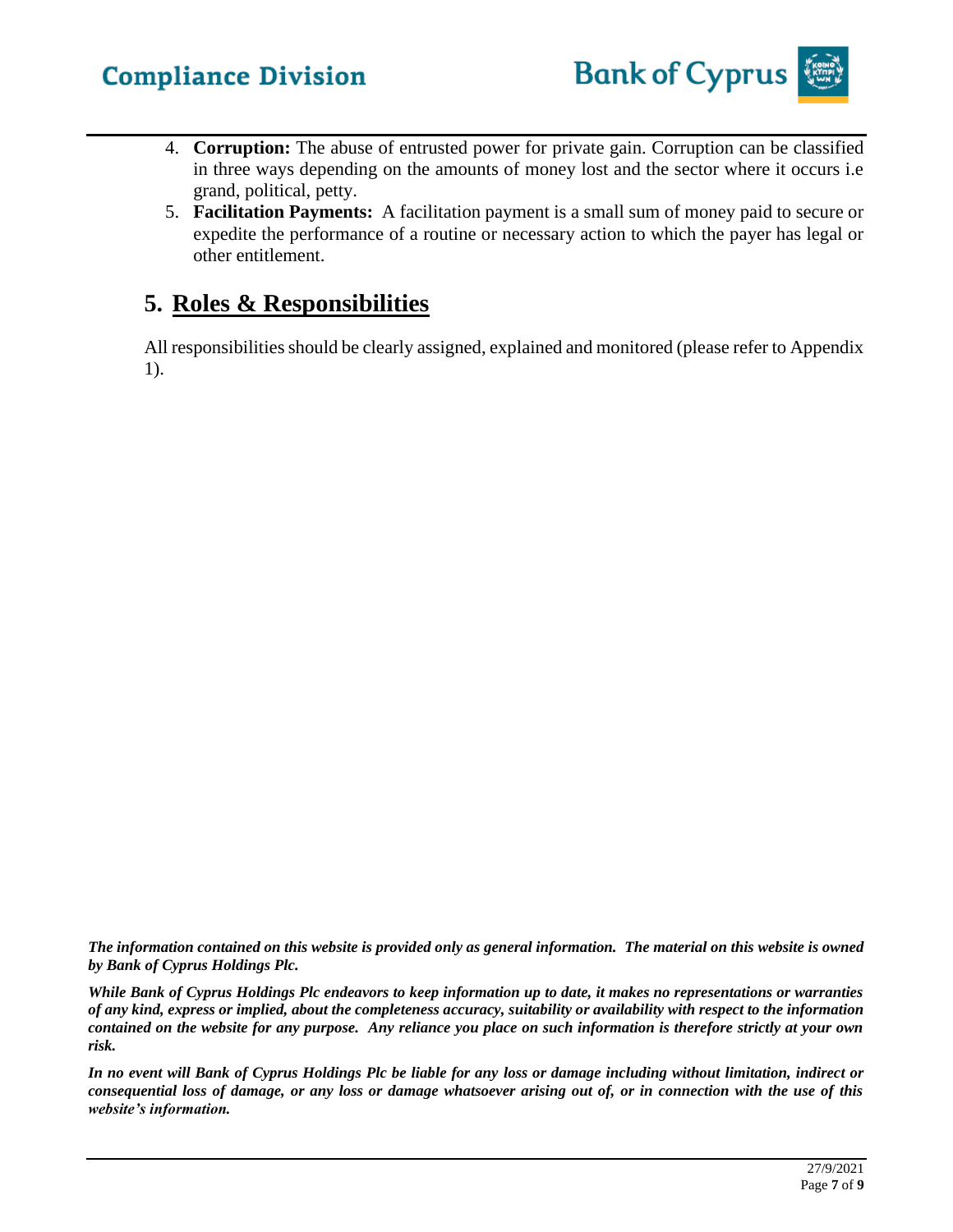4. **Corruption:** The abuse of entrusted power for private gain. Corruption can be classified in three ways depending on the amounts of money lost and the sector where it occurs i.e grand, political, petty.
5. **Facilitation Payments:** A facilitation payment is a small sum of money paid to secure or expedite the performance of a routine or necessary action to which the payer has legal or other entitlement.

## 5. Roles & Responsibilities

All responsibilities should be clearly assigned, explained and monitored (please refer to Appendix 1).

***The information contained on this website is provided only as general information. The material on this website is owned by Bank of Cyprus Holdings Plc.***

***While Bank of Cyprus Holdings Plc endeavors to keep information up to date, it makes no representations or warranties of any kind, express or implied, about the completeness accuracy, suitability or availability with respect to the information contained on the website for any purpose. Any reliance you place on such information is therefore strictly at your own risk.***

***In no event will Bank of Cyprus Holdings Plc be liable for any loss or damage including without limitation, indirect or consequential loss of damage, or any loss or damage whatsoever arising out of, or in connection with the use of this website's information.***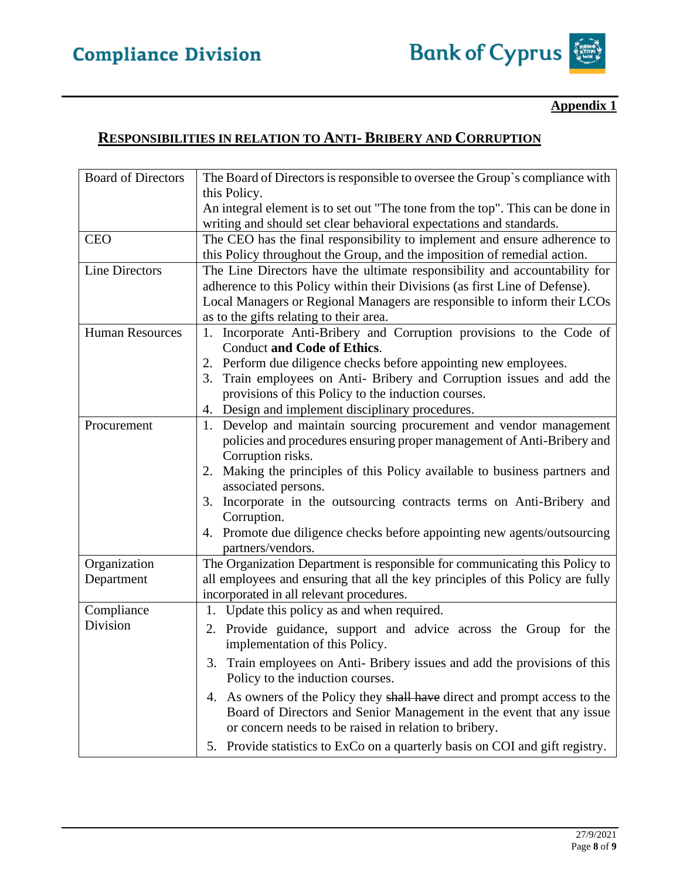**Appendix 1**

## RESPONSIBILITIES IN RELATION TO ANTI- BRIBERY AND CORRUPTION

| | |
|---|---|
| Board of Directors | The Board of Directors is responsible to oversee the Group`s compliance with this Policy.<br>An integral element is to set out "The tone from the top". This can be done in writing and should set clear behavioral expectations and standards. |
| CEO | The CEO has the final responsibility to implement and ensure adherence to this Policy throughout the Group, and the imposition of remedial action. |
| Line Directors | The Line Directors have the ultimate responsibility and accountability for adherence to this Policy within their Divisions (as first Line of Defense).<br>Local Managers or Regional Managers are responsible to inform their LCOs as to the gifts relating to their area. |
| Human Resources | 1. Incorporate Anti-Bribery and Corruption provisions to the Code of Conduct **and Code of Ethics**.<br>2. Perform due diligence checks before appointing new employees.<br>3. Train employees on Anti- Bribery and Corruption issues and add the provisions of this Policy to the induction courses.<br>4. Design and implement disciplinary procedures. |
| Procurement | 1. Develop and maintain sourcing procurement and vendor management policies and procedures ensuring proper management of Anti-Bribery and Corruption risks.<br>2. Making the principles of this Policy available to business partners and associated persons.<br>3. Incorporate in the outsourcing contracts terms on Anti-Bribery and Corruption.<br>4. Promote due diligence checks before appointing new agents/outsourcing partners/vendors. |
| Organization Department | The Organization Department is responsible for communicating this Policy to all employees and ensuring that all the key principles of this Policy are fully incorporated in all relevant procedures. |
| Compliance Division | 1. Update this policy as and when required.<br>2. Provide guidance, support and advice across the Group for the implementation of this Policy.<br>3. Train employees on Anti- Bribery issues and add the provisions of this Policy to the induction courses.<br>4. As owners of the Policy they ~~shall have~~ direct and prompt access to the Board of Directors and Senior Management in the event that any issue or concern needs to be raised in relation to bribery.<br>5. Provide statistics to ExCo on a quarterly basis on COI and gift registry. |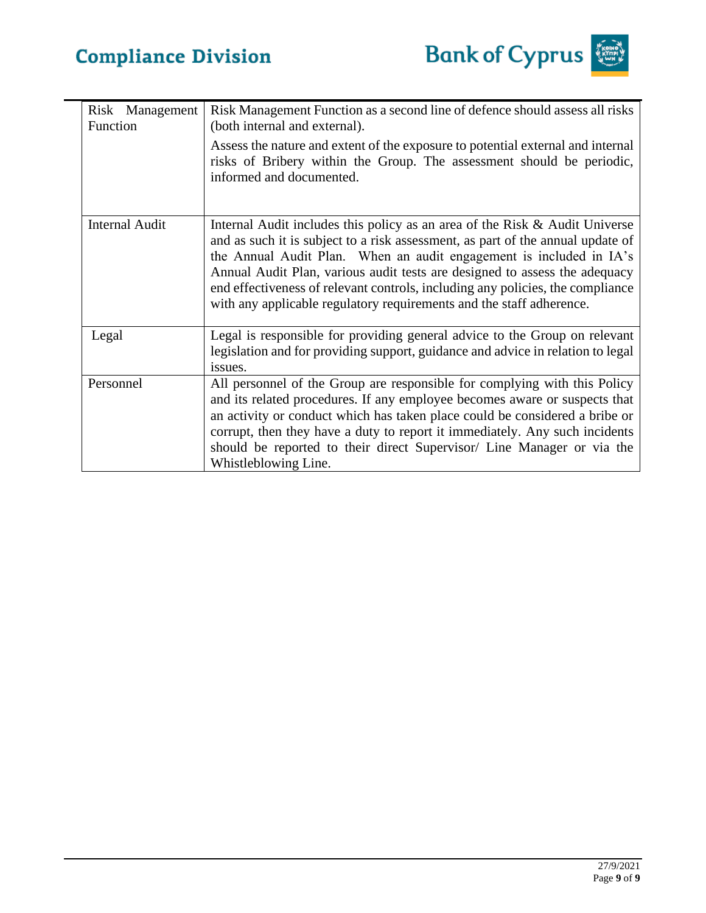| | |
|---|---|
| Risk Management Function | Risk Management Function as a second line of defence should assess all risks (both internal and external).<br><br>Assess the nature and extent of the exposure to potential external and internal risks of Bribery within the Group. The assessment should be periodic, informed and documented. |
| Internal Audit | Internal Audit includes this policy as an area of the Risk & Audit Universe and as such it is subject to a risk assessment, as part of the annual update of the Annual Audit Plan. When an audit engagement is included in IA's Annual Audit Plan, various audit tests are designed to assess the adequacy end effectiveness of relevant controls, including any policies, the compliance with any applicable regulatory requirements and the staff adherence. |
| Legal | Legal is responsible for providing general advice to the Group on relevant legislation and for providing support, guidance and advice in relation to legal issues. |
| Personnel | All personnel of the Group are responsible for complying with this Policy and its related procedures. If any employee becomes aware or suspects that an activity or conduct which has taken place could be considered a bribe or corrupt, then they have a duty to report it immediately. Any such incidents should be reported to their direct Supervisor/ Line Manager or via the Whistleblowing Line. |